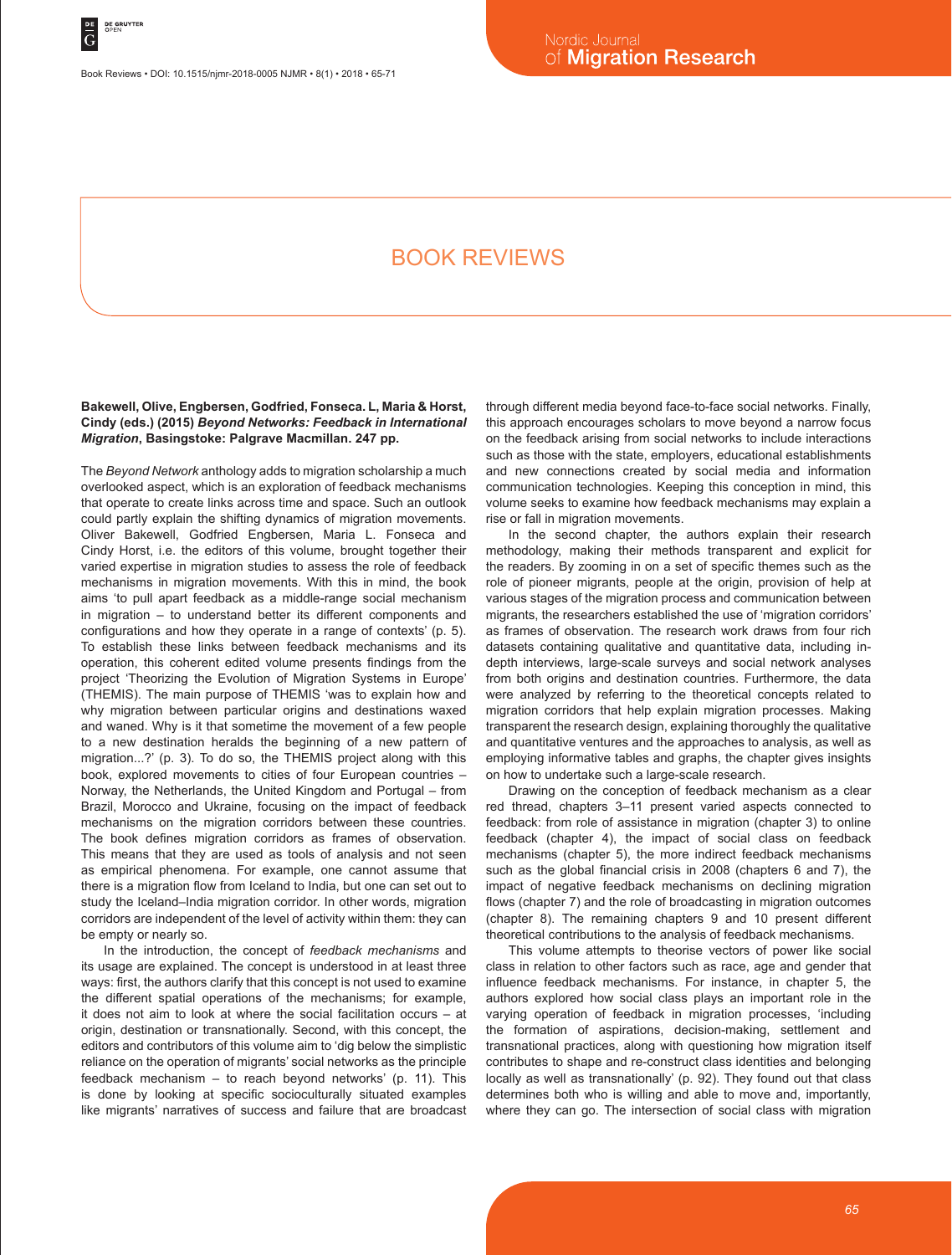# BOOK REVIEWS

**Bakewell, Olive, Engbersen, Godfried, Fonseca. L, Maria & Horst, Cindy (eds.) (2015) *Beyond Networks: Feedback in International Migration*, Basingstoke: Palgrave Macmillan. 247 pp.**

The *Beyond Network* anthology adds to migration scholarship a much overlooked aspect, which is an exploration of feedback mechanisms that operate to create links across time and space. Such an outlook could partly explain the shifting dynamics of migration movements. Oliver Bakewell, Godfried Engbersen, Maria L. Fonseca and Cindy Horst, i.e. the editors of this volume, brought together their varied expertise in migration studies to assess the role of feedback mechanisms in migration movements. With this in mind, the book aims 'to pull apart feedback as a middle-range social mechanism in migration – to understand better its different components and configurations and how they operate in a range of contexts' (p. 5). To establish these links between feedback mechanisms and its operation, this coherent edited volume presents findings from the project 'Theorizing the Evolution of Migration Systems in Europe' (THEMIS). The main purpose of THEMIS 'was to explain how and why migration between particular origins and destinations waxed and waned. Why is it that sometime the movement of a few people to a new destination heralds the beginning of a new pattern of migration...?' (p. 3). To do so, the THEMIS project along with this book, explored movements to cities of four European countries – Norway, the Netherlands, the United Kingdom and Portugal – from Brazil, Morocco and Ukraine, focusing on the impact of feedback mechanisms on the migration corridors between these countries. The book defines migration corridors as frames of observation. This means that they are used as tools of analysis and not seen as empirical phenomena. For example, one cannot assume that there is a migration flow from Iceland to India, but one can set out to study the Iceland–India migration corridor. In other words, migration corridors are independent of the level of activity within them: they can be empty or nearly so.

In the introduction, the concept of *feedback mechanisms* and its usage are explained. The concept is understood in at least three ways: first, the authors clarify that this concept is not used to examine the different spatial operations of the mechanisms; for example, it does not aim to look at where the social facilitation occurs – at origin, destination or transnationally. Second, with this concept, the editors and contributors of this volume aim to 'dig below the simplistic reliance on the operation of migrants' social networks as the principle feedback mechanism – to reach beyond networks' (p. 11). This is done by looking at specific socioculturally situated examples like migrants' narratives of success and failure that are broadcast through different media beyond face-to-face social networks. Finally, this approach encourages scholars to move beyond a narrow focus on the feedback arising from social networks to include interactions such as those with the state, employers, educational establishments and new connections created by social media and information communication technologies. Keeping this conception in mind, this volume seeks to examine how feedback mechanisms may explain a rise or fall in migration movements.

In the second chapter, the authors explain their research methodology, making their methods transparent and explicit for the readers. By zooming in on a set of specific themes such as the role of pioneer migrants, people at the origin, provision of help at various stages of the migration process and communication between migrants, the researchers established the use of 'migration corridors' as frames of observation. The research work draws from four rich datasets containing qualitative and quantitative data, including in-depth interviews, large-scale surveys and social network analyses from both origins and destination countries. Furthermore, the data were analyzed by referring to the theoretical concepts related to migration corridors that help explain migration processes. Making transparent the research design, explaining thoroughly the qualitative and quantitative ventures and the approaches to analysis, as well as employing informative tables and graphs, the chapter gives insights on how to undertake such a large-scale research.

Drawing on the conception of feedback mechanism as a clear red thread, chapters 3–11 present varied aspects connected to feedback: from role of assistance in migration (chapter 3) to online feedback (chapter 4), the impact of social class on feedback mechanisms (chapter 5), the more indirect feedback mechanisms such as the global financial crisis in 2008 (chapters 6 and 7), the impact of negative feedback mechanisms on declining migration flows (chapter 7) and the role of broadcasting in migration outcomes (chapter 8). The remaining chapters 9 and 10 present different theoretical contributions to the analysis of feedback mechanisms.

This volume attempts to theorise vectors of power like social class in relation to other factors such as race, age and gender that influence feedback mechanisms. For instance, in chapter 5, the authors explored how social class plays an important role in the varying operation of feedback in migration processes, 'including the formation of aspirations, decision-making, settlement and transnational practices, along with questioning how migration itself contributes to shape and re-construct class identities and belonging locally as well as transnationally' (p. 92). They found out that class determines both who is willing and able to move and, importantly, where they can go. The intersection of social class with migration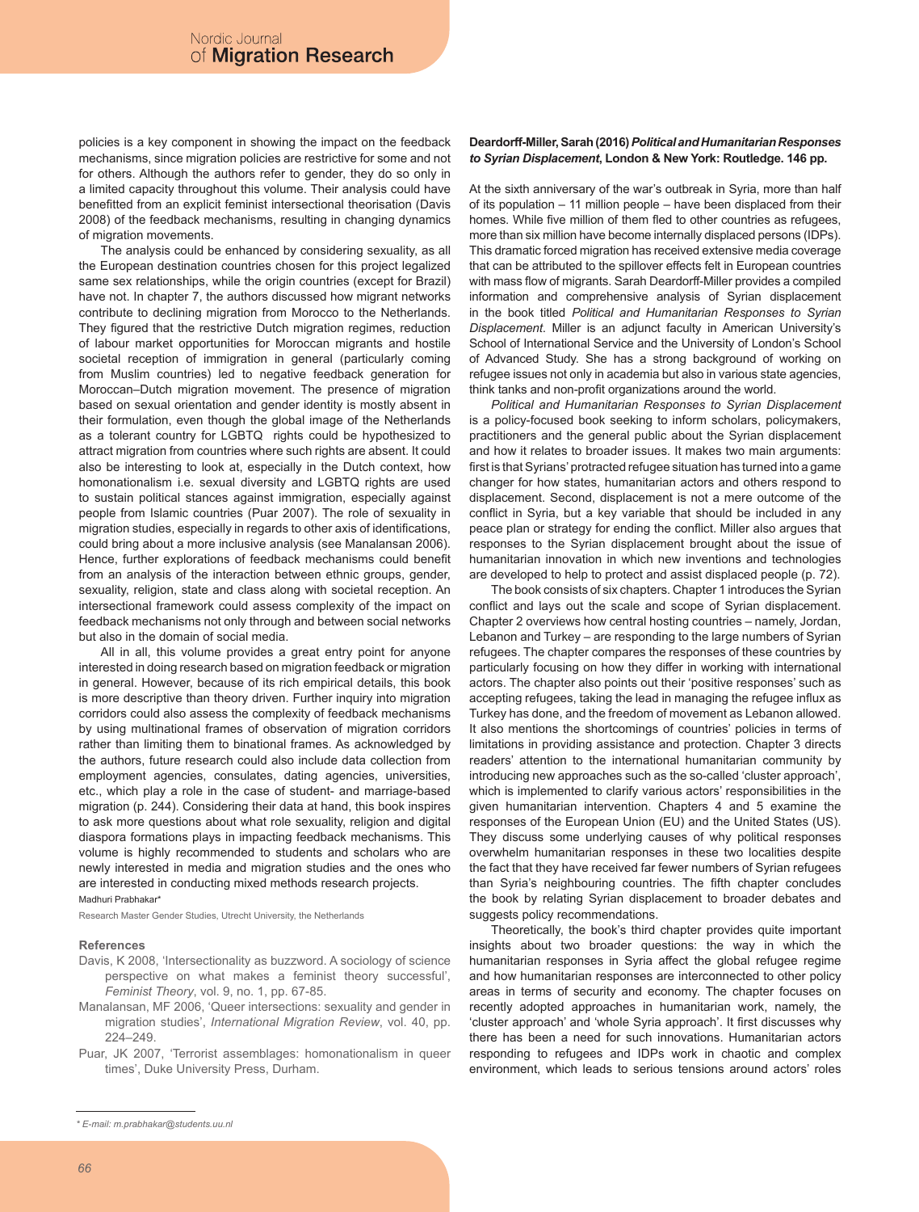policies is a key component in showing the impact on the feedback mechanisms, since migration policies are restrictive for some and not for others. Although the authors refer to gender, they do so only in a limited capacity throughout this volume. Their analysis could have benefitted from an explicit feminist intersectional theorisation (Davis 2008) of the feedback mechanisms, resulting in changing dynamics of migration movements.

The analysis could be enhanced by considering sexuality, as all the European destination countries chosen for this project legalized same sex relationships, while the origin countries (except for Brazil) have not. In chapter 7, the authors discussed how migrant networks contribute to declining migration from Morocco to the Netherlands. They figured that the restrictive Dutch migration regimes, reduction of labour market opportunities for Moroccan migrants and hostile societal reception of immigration in general (particularly coming from Muslim countries) led to negative feedback generation for Moroccan–Dutch migration movement. The presence of migration based on sexual orientation and gender identity is mostly absent in their formulation, even though the global image of the Netherlands as a tolerant country for LGBTQ rights could be hypothesized to attract migration from countries where such rights are absent. It could also be interesting to look at, especially in the Dutch context, how homonationalism i.e. sexual diversity and LGBTQ rights are used to sustain political stances against immigration, especially against people from Islamic countries (Puar 2007). The role of sexuality in migration studies, especially in regards to other axis of identifications, could bring about a more inclusive analysis (see Manalansan 2006). Hence, further explorations of feedback mechanisms could benefit from an analysis of the interaction between ethnic groups, gender, sexuality, religion, state and class along with societal reception. An intersectional framework could assess complexity of the impact on feedback mechanisms not only through and between social networks but also in the domain of social media.

All in all, this volume provides a great entry point for anyone interested in doing research based on migration feedback or migration in general. However, because of its rich empirical details, this book is more descriptive than theory driven. Further inquiry into migration corridors could also assess the complexity of feedback mechanisms by using multinational frames of observation of migration corridors rather than limiting them to binational frames. As acknowledged by the authors, future research could also include data collection from employment agencies, consulates, dating agencies, universities, etc., which play a role in the case of student- and marriage-based migration (p. 244). Considering their data at hand, this book inspires to ask more questions about what role sexuality, religion and digital diaspora formations plays in impacting feedback mechanisms. This volume is highly recommended to students and scholars who are newly interested in media and migration studies and the ones who are interested in conducting mixed methods research projects.

Madhuri Prabhakar*

Research Master Gender Studies, Utrecht University, the Netherlands

### References

Davis, K 2008, 'Intersectionality as buzzword. A sociology of science perspective on what makes a feminist theory successful', *Feminist Theory*, vol. 9, no. 1, pp. 67-85.

Manalansan, MF 2006, 'Queer intersections: sexuality and gender in migration studies', *International Migration Review*, vol. 40, pp. 224–249.

Puar, JK 2007, 'Terrorist assemblages: homonationalism in queer times', Duke University Press, Durham.

\* E-mail: m.prabhakar@students.uu.nl

**Deardorff-Miller, Sarah (2016) *Political and Humanitarian Responses to Syrian Displacement*, London & New York: Routledge. 146 pp.**

At the sixth anniversary of the war's outbreak in Syria, more than half of its population – 11 million people – have been displaced from their homes. While five million of them fled to other countries as refugees, more than six million have become internally displaced persons (IDPs). This dramatic forced migration has received extensive media coverage that can be attributed to the spillover effects felt in European countries with mass flow of migrants. Sarah Deardorff-Miller provides a compiled information and comprehensive analysis of Syrian displacement in the book titled *Political and Humanitarian Responses to Syrian Displacement*. Miller is an adjunct faculty in American University's School of International Service and the University of London's School of Advanced Study. She has a strong background of working on refugee issues not only in academia but also in various state agencies, think tanks and non-profit organizations around the world.

*Political and Humanitarian Responses to Syrian Displacement* is a policy-focused book seeking to inform scholars, policymakers, practitioners and the general public about the Syrian displacement and how it relates to broader issues. It makes two main arguments: first is that Syrians' protracted refugee situation has turned into a game changer for how states, humanitarian actors and others respond to displacement. Second, displacement is not a mere outcome of the conflict in Syria, but a key variable that should be included in any peace plan or strategy for ending the conflict. Miller also argues that responses to the Syrian displacement brought about the issue of humanitarian innovation in which new inventions and technologies are developed to help to protect and assist displaced people (p. 72).

The book consists of six chapters. Chapter 1 introduces the Syrian conflict and lays out the scale and scope of Syrian displacement. Chapter 2 overviews how central hosting countries – namely, Jordan, Lebanon and Turkey – are responding to the large numbers of Syrian refugees. The chapter compares the responses of these countries by particularly focusing on how they differ in working with international actors. The chapter also points out their 'positive responses' such as accepting refugees, taking the lead in managing the refugee influx as Turkey has done, and the freedom of movement as Lebanon allowed. It also mentions the shortcomings of countries' policies in terms of limitations in providing assistance and protection. Chapter 3 directs readers' attention to the international humanitarian community by introducing new approaches such as the so-called 'cluster approach', which is implemented to clarify various actors' responsibilities in the given humanitarian intervention. Chapters 4 and 5 examine the responses of the European Union (EU) and the United States (US). They discuss some underlying causes of why political responses overwhelm humanitarian responses in these two localities despite the fact that they have received far fewer numbers of Syrian refugees than Syria's neighbouring countries. The fifth chapter concludes the book by relating Syrian displacement to broader debates and suggests policy recommendations.

Theoretically, the book's third chapter provides quite important insights about two broader questions: the way in which the humanitarian responses in Syria affect the global refugee regime and how humanitarian responses are interconnected to other policy areas in terms of security and economy. The chapter focuses on recently adopted approaches in humanitarian work, namely, the 'cluster approach' and 'whole Syria approach'. It first discusses why there has been a need for such innovations. Humanitarian actors responding to refugees and IDPs work in chaotic and complex environment, which leads to serious tensions around actors' roles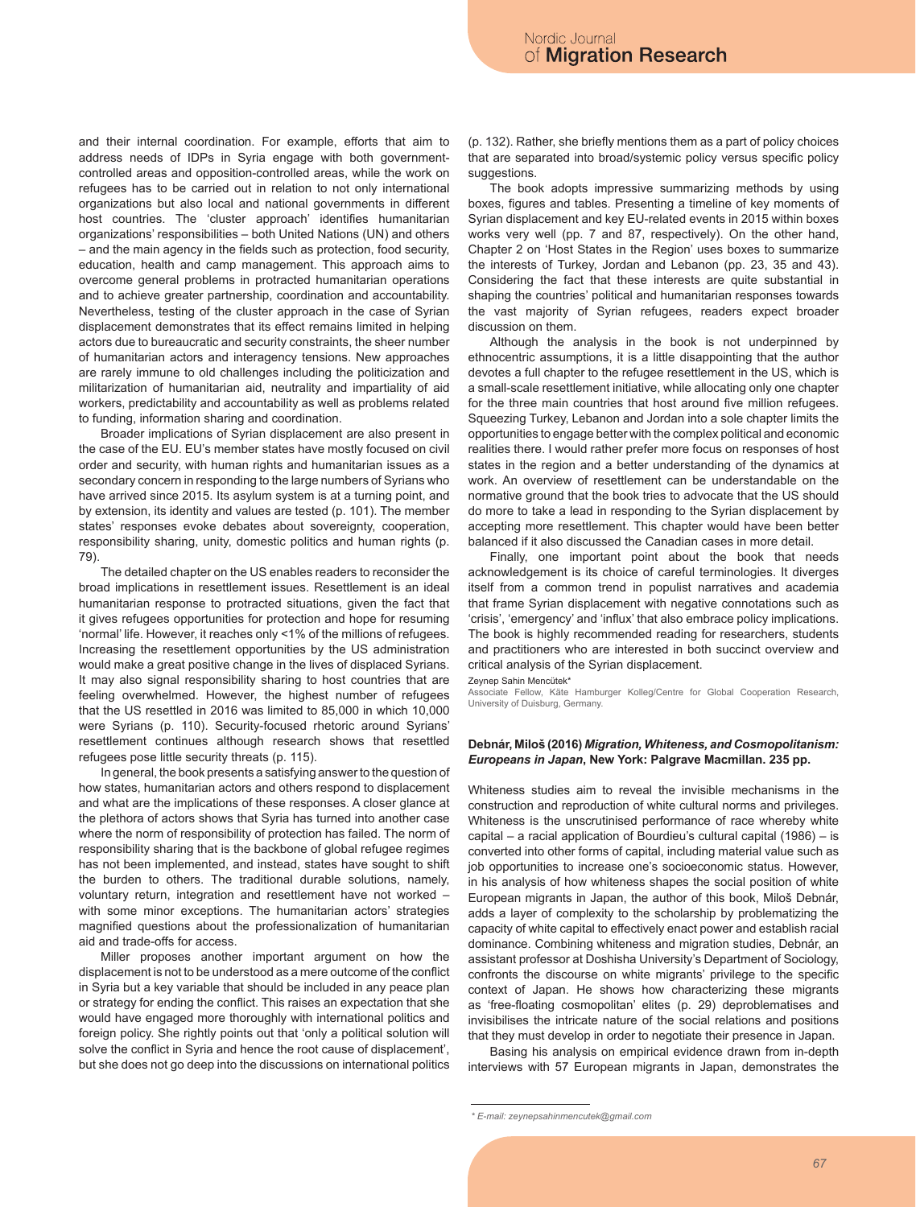and their internal coordination. For example, efforts that aim to address needs of IDPs in Syria engage with both government-controlled areas and opposition-controlled areas, while the work on refugees has to be carried out in relation to not only international organizations but also local and national governments in different host countries. The 'cluster approach' identifies humanitarian organizations' responsibilities – both United Nations (UN) and others – and the main agency in the fields such as protection, food security, education, health and camp management. This approach aims to overcome general problems in protracted humanitarian operations and to achieve greater partnership, coordination and accountability. Nevertheless, testing of the cluster approach in the case of Syrian displacement demonstrates that its effect remains limited in helping actors due to bureaucratic and security constraints, the sheer number of humanitarian actors and interagency tensions. New approaches are rarely immune to old challenges including the politicization and militarization of humanitarian aid, neutrality and impartiality of aid workers, predictability and accountability as well as problems related to funding, information sharing and coordination.

Broader implications of Syrian displacement are also present in the case of the EU. EU's member states have mostly focused on civil order and security, with human rights and humanitarian issues as a secondary concern in responding to the large numbers of Syrians who have arrived since 2015. Its asylum system is at a turning point, and by extension, its identity and values are tested (p. 101). The member states' responses evoke debates about sovereignty, cooperation, responsibility sharing, unity, domestic politics and human rights (p. 79).

The detailed chapter on the US enables readers to reconsider the broad implications in resettlement issues. Resettlement is an ideal humanitarian response to protracted situations, given the fact that it gives refugees opportunities for protection and hope for resuming 'normal' life. However, it reaches only <1% of the millions of refugees. Increasing the resettlement opportunities by the US administration would make a great positive change in the lives of displaced Syrians. It may also signal responsibility sharing to host countries that are feeling overwhelmed. However, the highest number of refugees that the US resettled in 2016 was limited to 85,000 in which 10,000 were Syrians (p. 110). Security-focused rhetoric around Syrians' resettlement continues although research shows that resettled refugees pose little security threats (p. 115).

In general, the book presents a satisfying answer to the question of how states, humanitarian actors and others respond to displacement and what are the implications of these responses. A closer glance at the plethora of actors shows that Syria has turned into another case where the norm of responsibility of protection has failed. The norm of responsibility sharing that is the backbone of global refugee regimes has not been implemented, and instead, states have sought to shift the burden to others. The traditional durable solutions, namely, voluntary return, integration and resettlement have not worked – with some minor exceptions. The humanitarian actors' strategies magnified questions about the professionalization of humanitarian aid and trade-offs for access.

Miller proposes another important argument on how the displacement is not to be understood as a mere outcome of the conflict in Syria but a key variable that should be included in any peace plan or strategy for ending the conflict. This raises an expectation that she would have engaged more thoroughly with international politics and foreign policy. She rightly points out that 'only a political solution will solve the conflict in Syria and hence the root cause of displacement', but she does not go deep into the discussions on international politics (p. 132). Rather, she briefly mentions them as a part of policy choices that are separated into broad/systemic policy versus specific policy suggestions.

The book adopts impressive summarizing methods by using boxes, figures and tables. Presenting a timeline of key moments of Syrian displacement and key EU-related events in 2015 within boxes works very well (pp. 7 and 87, respectively). On the other hand, Chapter 2 on 'Host States in the Region' uses boxes to summarize the interests of Turkey, Jordan and Lebanon (pp. 23, 35 and 43). Considering the fact that these interests are quite substantial in shaping the countries' political and humanitarian responses towards the vast majority of Syrian refugees, readers expect broader discussion on them.

Although the analysis in the book is not underpinned by ethnocentric assumptions, it is a little disappointing that the author devotes a full chapter to the refugee resettlement in the US, which is a small-scale resettlement initiative, while allocating only one chapter for the three main countries that host around five million refugees. Squeezing Turkey, Lebanon and Jordan into a sole chapter limits the opportunities to engage better with the complex political and economic realities there. I would rather prefer more focus on responses of host states in the region and a better understanding of the dynamics at work. An overview of resettlement can be understandable on the normative ground that the book tries to advocate that the US should do more to take a lead in responding to the Syrian displacement by accepting more resettlement. This chapter would have been better balanced if it also discussed the Canadian cases in more detail.

Finally, one important point about the book that needs acknowledgement is its choice of careful terminologies. It diverges itself from a common trend in populist narratives and academia that frame Syrian displacement with negative connotations such as 'crisis', 'emergency' and 'influx' that also embrace policy implications. The book is highly recommended reading for researchers, students and practitioners who are interested in both succinct overview and critical analysis of the Syrian displacement.

Zeynep Sahin Mencütek*
Associate Fellow, Käte Hamburger Kolleg/Centre for Global Cooperation Research, University of Duisburg, Germany.

**Debnár, Miloš (2016) *Migration, Whiteness, and Cosmopolitanism: Europeans in Japan*, New York: Palgrave Macmillan. 235 pp.**

Whiteness studies aim to reveal the invisible mechanisms in the construction and reproduction of white cultural norms and privileges. Whiteness is the unscrutinised performance of race whereby white capital – a racial application of Bourdieu's cultural capital (1986) – is converted into other forms of capital, including material value such as job opportunities to increase one's socioeconomic status. However, in his analysis of how whiteness shapes the social position of white European migrants in Japan, the author of this book, Miloš Debnár, adds a layer of complexity to the scholarship by problematizing the capacity of white capital to effectively enact power and establish racial dominance. Combining whiteness and migration studies, Debnár, an assistant professor at Doshisha University's Department of Sociology, confronts the discourse on white migrants' privilege to the specific context of Japan. He shows how characterizing these migrants as 'free-floating cosmopolitan' elites (p. 29) deproblematises and invisibilises the intricate nature of the social relations and positions that they must develop in order to negotiate their presence in Japan.

Basing his analysis on empirical evidence drawn from in-depth interviews with 57 European migrants in Japan, demonstrates the

\* E-mail: zeynepsahinmencutek@gmail.com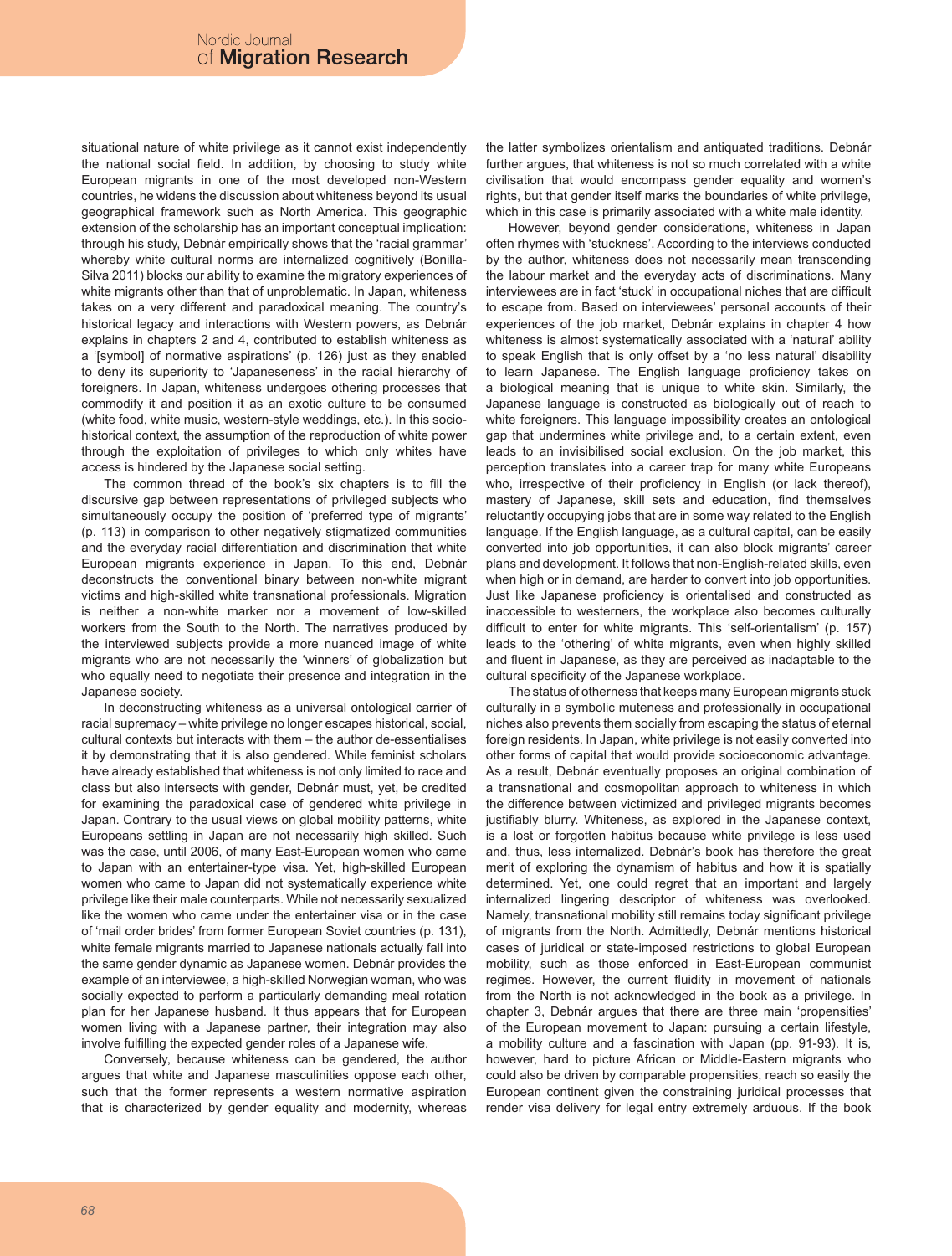situational nature of white privilege as it cannot exist independently the national social field. In addition, by choosing to study white European migrants in one of the most developed non-Western countries, he widens the discussion about whiteness beyond its usual geographical framework such as North America. This geographic extension of the scholarship has an important conceptual implication: through his study, Debnár empirically shows that the 'racial grammar' whereby white cultural norms are internalized cognitively (Bonilla-Silva 2011) blocks our ability to examine the migratory experiences of white migrants other than that of unproblematic. In Japan, whiteness takes on a very different and paradoxical meaning. The country's historical legacy and interactions with Western powers, as Debnár explains in chapters 2 and 4, contributed to establish whiteness as a '[symbol] of normative aspirations' (p. 126) just as they enabled to deny its superiority to 'Japaneseness' in the racial hierarchy of foreigners. In Japan, whiteness undergoes othering processes that commodify it and position it as an exotic culture to be consumed (white food, white music, western-style weddings, etc.). In this socio-historical context, the assumption of the reproduction of white power through the exploitation of privileges to which only whites have access is hindered by the Japanese social setting.

The common thread of the book's six chapters is to fill the discursive gap between representations of privileged subjects who simultaneously occupy the position of 'preferred type of migrants' (p. 113) in comparison to other negatively stigmatized communities and the everyday racial differentiation and discrimination that white European migrants experience in Japan. To this end, Debnár deconstructs the conventional binary between non-white migrant victims and high-skilled white transnational professionals. Migration is neither a non-white marker nor a movement of low-skilled workers from the South to the North. The narratives produced by the interviewed subjects provide a more nuanced image of white migrants who are not necessarily the 'winners' of globalization but who equally need to negotiate their presence and integration in the Japanese society.

In deconstructing whiteness as a universal ontological carrier of racial supremacy – white privilege no longer escapes historical, social, cultural contexts but interacts with them – the author de-essentialises it by demonstrating that it is also gendered. While feminist scholars have already established that whiteness is not only limited to race and class but also intersects with gender, Debnár must, yet, be credited for examining the paradoxical case of gendered white privilege in Japan. Contrary to the usual views on global mobility patterns, white Europeans settling in Japan are not necessarily high skilled. Such was the case, until 2006, of many East-European women who came to Japan with an entertainer-type visa. Yet, high-skilled European women who came to Japan did not systematically experience white privilege like their male counterparts. While not necessarily sexualized like the women who came under the entertainer visa or in the case of 'mail order brides' from former European Soviet countries (p. 131), white female migrants married to Japanese nationals actually fall into the same gender dynamic as Japanese women. Debnár provides the example of an interviewee, a high-skilled Norwegian woman, who was socially expected to perform a particularly demanding meal rotation plan for her Japanese husband. It thus appears that for European women living with a Japanese partner, their integration may also involve fulfilling the expected gender roles of a Japanese wife.

Conversely, because whiteness can be gendered, the author argues that white and Japanese masculinities oppose each other, such that the former represents a western normative aspiration that is characterized by gender equality and modernity, whereas the latter symbolizes orientalism and antiquated traditions. Debnár further argues, that whiteness is not so much correlated with a white civilisation that would encompass gender equality and women's rights, but that gender itself marks the boundaries of white privilege, which in this case is primarily associated with a white male identity.

However, beyond gender considerations, whiteness in Japan often rhymes with 'stuckness'. According to the interviews conducted by the author, whiteness does not necessarily mean transcending the labour market and the everyday acts of discriminations. Many interviewees are in fact 'stuck' in occupational niches that are difficult to escape from. Based on interviewees' personal accounts of their experiences of the job market, Debnár explains in chapter 4 how whiteness is almost systematically associated with a 'natural' ability to speak English that is only offset by a 'no less natural' disability to learn Japanese. The English language proficiency takes on a biological meaning that is unique to white skin. Similarly, the Japanese language is constructed as biologically out of reach to white foreigners. This language impossibility creates an ontological gap that undermines white privilege and, to a certain extent, even leads to an invisibilised social exclusion. On the job market, this perception translates into a career trap for many white Europeans who, irrespective of their proficiency in English (or lack thereof), mastery of Japanese, skill sets and education, find themselves reluctantly occupying jobs that are in some way related to the English language. If the English language, as a cultural capital, can be easily converted into job opportunities, it can also block migrants' career plans and development. It follows that non-English-related skills, even when high or in demand, are harder to convert into job opportunities. Just like Japanese proficiency is orientalised and constructed as inaccessible to westerners, the workplace also becomes culturally difficult to enter for white migrants. This 'self-orientalism' (p. 157) leads to the 'othering' of white migrants, even when highly skilled and fluent in Japanese, as they are perceived as inadaptable to the cultural specificity of the Japanese workplace.

The status of otherness that keeps many European migrants stuck culturally in a symbolic muteness and professionally in occupational niches also prevents them socially from escaping the status of eternal foreign residents. In Japan, white privilege is not easily converted into other forms of capital that would provide socioeconomic advantage. As a result, Debnár eventually proposes an original combination of a transnational and cosmopolitan approach to whiteness in which the difference between victimized and privileged migrants becomes justifiably blurry. Whiteness, as explored in the Japanese context, is a lost or forgotten habitus because white privilege is less used and, thus, less internalized. Debnár's book has therefore the great merit of exploring the dynamism of habitus and how it is spatially determined. Yet, one could regret that an important and largely internalized lingering descriptor of whiteness was overlooked. Namely, transnational mobility still remains today significant privilege of migrants from the North. Admittedly, Debnár mentions historical cases of juridical or state-imposed restrictions to global European mobility, such as those enforced in East-European communist regimes. However, the current fluidity in movement of nationals from the North is not acknowledged in the book as a privilege. In chapter 3, Debnár argues that there are three main 'propensities' of the European movement to Japan: pursuing a certain lifestyle, a mobility culture and a fascination with Japan (pp. 91-93). It is, however, hard to picture African or Middle-Eastern migrants who could also be driven by comparable propensities, reach so easily the European continent given the constraining juridical processes that render visa delivery for legal entry extremely arduous. If the book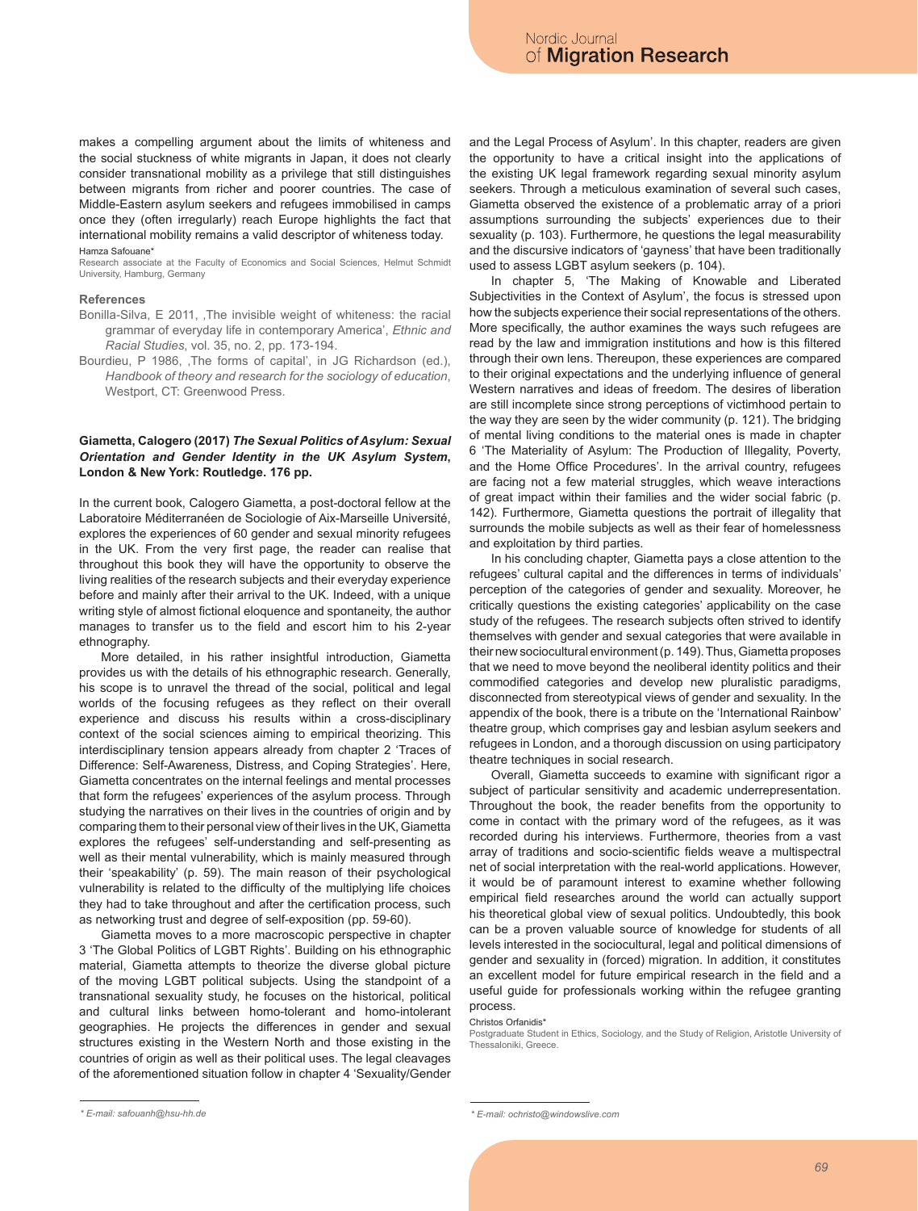makes a compelling argument about the limits of whiteness and the social stuckness of white migrants in Japan, it does not clearly consider transnational mobility as a privilege that still distinguishes between migrants from richer and poorer countries. The case of Middle-Eastern asylum seekers and refugees immobilised in camps once they (often irregularly) reach Europe highlights the fact that international mobility remains a valid descriptor of whiteness today.

Hamza Safouane*

Research associate at the Faculty of Economics and Social Sciences, Helmut Schmidt University, Hamburg, Germany

**References**

Bonilla-Silva, E 2011, ,The invisible weight of whiteness: the racial grammar of everyday life in contemporary America', *Ethnic and Racial Studies*, vol. 35, no. 2, pp. 173-194.

Bourdieu, P 1986, ,The forms of capital', in JG Richardson (ed.), *Handbook of theory and research for the sociology of education*, Westport, CT: Greenwood Press.

\* E-mail: safouanh@hsu-hh.de

**Giametta, Calogero (2017) *The Sexual Politics of Asylum: Sexual Orientation and Gender Identity in the UK Asylum System*, London & New York: Routledge. 176 pp.**

In the current book, Calogero Giametta, a post-doctoral fellow at the Laboratoire Méditerranéen de Sociologie of Aix-Marseille Université, explores the experiences of 60 gender and sexual minority refugees in the UK. From the very first page, the reader can realise that throughout this book they will have the opportunity to observe the living realities of the research subjects and their everyday experience before and mainly after their arrival to the UK. Indeed, with a unique writing style of almost fictional eloquence and spontaneity, the author manages to transfer us to the field and escort him to his 2-year ethnography.

More detailed, in his rather insightful introduction, Giametta provides us with the details of his ethnographic research. Generally, his scope is to unravel the thread of the social, political and legal worlds of the focusing refugees as they reflect on their overall experience and discuss his results within a cross-disciplinary context of the social sciences aiming to empirical theorizing. This interdisciplinary tension appears already from chapter 2 'Traces of Difference: Self-Awareness, Distress, and Coping Strategies'. Here, Giametta concentrates on the internal feelings and mental processes that form the refugees' experiences of the asylum process. Through studying the narratives on their lives in the countries of origin and by comparing them to their personal view of their lives in the UK, Giametta explores the refugees' self-understanding and self-presenting as well as their mental vulnerability, which is mainly measured through their 'speakability' (p. 59). The main reason of their psychological vulnerability is related to the difficulty of the multiplying life choices they had to take throughout and after the certification process, such as networking trust and degree of self-exposition (pp. 59-60).

Giametta moves to a more macroscopic perspective in chapter 3 'The Global Politics of LGBT Rights'. Building on his ethnographic material, Giametta attempts to theorize the diverse global picture of the moving LGBT political subjects. Using the standpoint of a transnational sexuality study, he focuses on the historical, political and cultural links between homo-tolerant and homo-intolerant geographies. He projects the differences in gender and sexual structures existing in the Western North and those existing in the countries of origin as well as their political uses. The legal cleavages of the aforementioned situation follow in chapter 4 'Sexuality/Gender and the Legal Process of Asylum'. In this chapter, readers are given the opportunity to have a critical insight into the applications of the existing UK legal framework regarding sexual minority asylum seekers. Through a meticulous examination of several such cases, Giametta observed the existence of a problematic array of a priori assumptions surrounding the subjects' experiences due to their sexuality (p. 103). Furthermore, he questions the legal measurability and the discursive indicators of 'gayness' that have been traditionally used to assess LGBT asylum seekers (p. 104).

In chapter 5, 'The Making of Knowable and Liberated Subjectivities in the Context of Asylum', the focus is stressed upon how the subjects experience their social representations of the others. More specifically, the author examines the ways such refugees are read by the law and immigration institutions and how is this filtered through their own lens. Thereupon, these experiences are compared to their original expectations and the underlying influence of general Western narratives and ideas of freedom. The desires of liberation are still incomplete since strong perceptions of victimhood pertain to the way they are seen by the wider community (p. 121). The bridging of mental living conditions to the material ones is made in chapter 6 'The Materiality of Asylum: The Production of Illegality, Poverty, and the Home Office Procedures'. In the arrival country, refugees are facing not a few material struggles, which weave interactions of great impact within their families and the wider social fabric (p. 142). Furthermore, Giametta questions the portrait of illegality that surrounds the mobile subjects as well as their fear of homelessness and exploitation by third parties.

In his concluding chapter, Giametta pays a close attention to the refugees' cultural capital and the differences in terms of individuals' perception of the categories of gender and sexuality. Moreover, he critically questions the existing categories' applicability on the case study of the refugees. The research subjects often strived to identify themselves with gender and sexual categories that were available in their new sociocultural environment (p. 149). Thus, Giametta proposes that we need to move beyond the neoliberal identity politics and their commodified categories and develop new pluralistic paradigms, disconnected from stereotypical views of gender and sexuality. In the appendix of the book, there is a tribute on the 'International Rainbow' theatre group, which comprises gay and lesbian asylum seekers and refugees in London, and a thorough discussion on using participatory theatre techniques in social research.

Overall, Giametta succeeds to examine with significant rigor a subject of particular sensitivity and academic underrepresentation. Throughout the book, the reader benefits from the opportunity to come in contact with the primary word of the refugees, as it was recorded during his interviews. Furthermore, theories from a vast array of traditions and socio-scientific fields weave a multispectral net of social interpretation with the real-world applications. However, it would be of paramount interest to examine whether following empirical field researches around the world can actually support his theoretical global view of sexual politics. Undoubtedly, this book can be a proven valuable source of knowledge for students of all levels interested in the sociocultural, legal and political dimensions of gender and sexuality in (forced) migration. In addition, it constitutes an excellent model for future empirical research in the field and a useful guide for professionals working within the refugee granting process.

Christos Orfanidis*

Postgraduate Student in Ethics, Sociology, and the Study of Religion, Aristotle University of Thessaloniki, Greece.

\* E-mail: ochristo@windowslive.com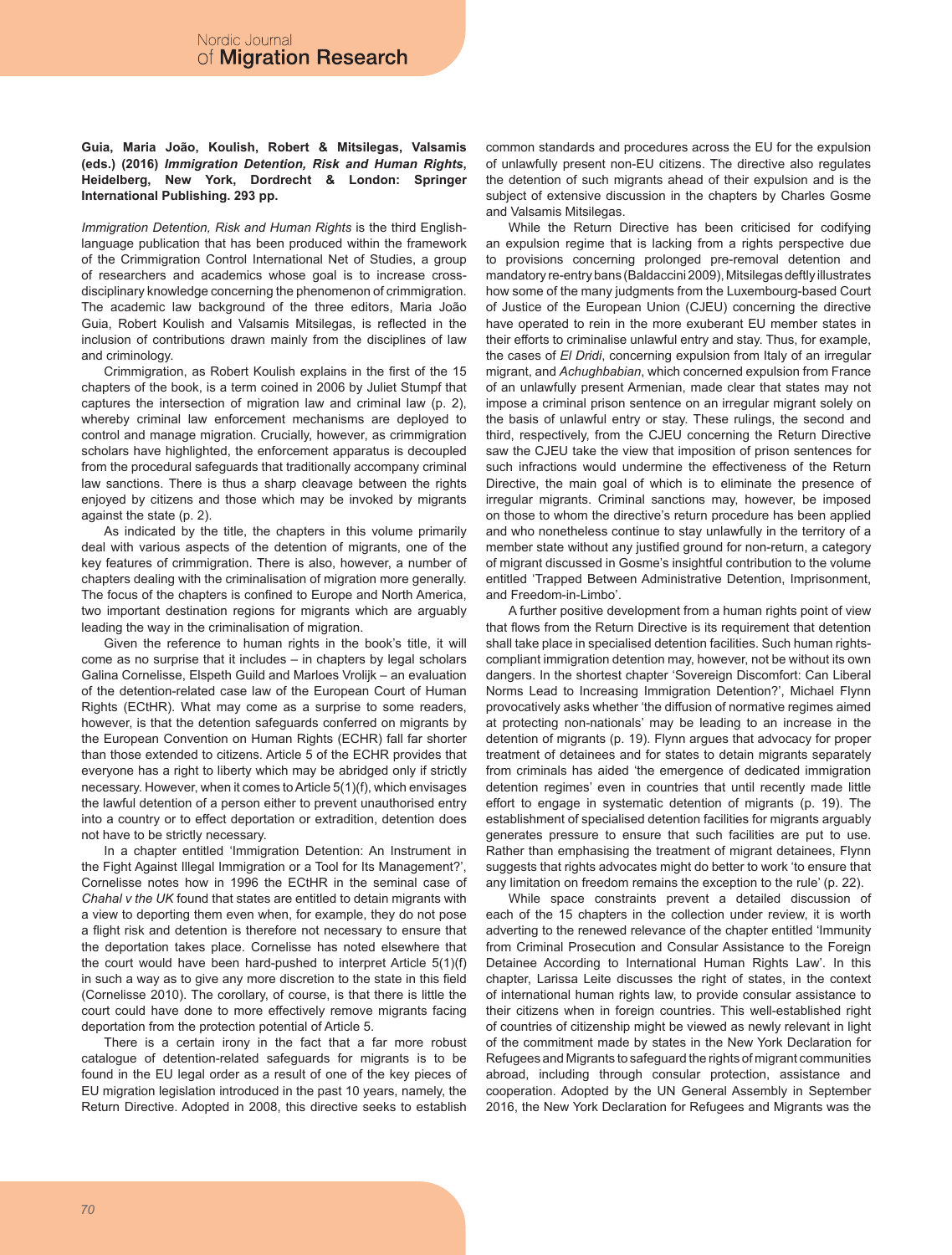**Guia, Maria João, Koulish, Robert & Mitsilegas, Valsamis (eds.) (2016) *Immigration Detention, Risk and Human Rights*, Heidelberg, New York, Dordrecht & London: Springer International Publishing. 293 pp.**

*Immigration Detention, Risk and Human Rights* is the third English-language publication that has been produced within the framework of the Crimmigration Control International Net of Studies, a group of researchers and academics whose goal is to increase cross-disciplinary knowledge concerning the phenomenon of crimmigration. The academic law background of the three editors, Maria João Guia, Robert Koulish and Valsamis Mitsilegas, is reflected in the inclusion of contributions drawn mainly from the disciplines of law and criminology.

Crimmigration, as Robert Koulish explains in the first of the 15 chapters of the book, is a term coined in 2006 by Juliet Stumpf that captures the intersection of migration law and criminal law (p. 2), whereby criminal law enforcement mechanisms are deployed to control and manage migration. Crucially, however, as crimmigration scholars have highlighted, the enforcement apparatus is decoupled from the procedural safeguards that traditionally accompany criminal law sanctions. There is thus a sharp cleavage between the rights enjoyed by citizens and those which may be invoked by migrants against the state (p. 2).

As indicated by the title, the chapters in this volume primarily deal with various aspects of the detention of migrants, one of the key features of crimmigration. There is also, however, a number of chapters dealing with the criminalisation of migration more generally. The focus of the chapters is confined to Europe and North America, two important destination regions for migrants which are arguably leading the way in the criminalisation of migration.

Given the reference to human rights in the book's title, it will come as no surprise that it includes – in chapters by legal scholars Galina Cornelisse, Elspeth Guild and Marloes Vrolijk – an evaluation of the detention-related case law of the European Court of Human Rights (ECtHR). What may come as a surprise to some readers, however, is that the detention safeguards conferred on migrants by the European Convention on Human Rights (ECHR) fall far shorter than those extended to citizens. Article 5 of the ECHR provides that everyone has a right to liberty which may be abridged only if strictly necessary. However, when it comes to Article 5(1)(f), which envisages the lawful detention of a person either to prevent unauthorised entry into a country or to effect deportation or extradition, detention does not have to be strictly necessary.

In a chapter entitled 'Immigration Detention: An Instrument in the Fight Against Illegal Immigration or a Tool for Its Management?', Cornelisse notes how in 1996 the ECtHR in the seminal case of *Chahal v the UK* found that states are entitled to detain migrants with a view to deporting them even when, for example, they do not pose a flight risk and detention is therefore not necessary to ensure that the deportation takes place. Cornelisse has noted elsewhere that the court would have been hard-pushed to interpret Article 5(1)(f) in such a way as to give any more discretion to the state in this field (Cornelisse 2010). The corollary, of course, is that there is little the court could have done to more effectively remove migrants facing deportation from the protection potential of Article 5.

There is a certain irony in the fact that a far more robust catalogue of detention-related safeguards for migrants is to be found in the EU legal order as a result of one of the key pieces of EU migration legislation introduced in the past 10 years, namely, the Return Directive. Adopted in 2008, this directive seeks to establish common standards and procedures across the EU for the expulsion of unlawfully present non-EU citizens. The directive also regulates the detention of such migrants ahead of their expulsion and is the subject of extensive discussion in the chapters by Charles Gosme and Valsamis Mitsilegas.

While the Return Directive has been criticised for codifying an expulsion regime that is lacking from a rights perspective due to provisions concerning prolonged pre-removal detention and mandatory re-entry bans (Baldaccini 2009), Mitsilegas deftly illustrates how some of the many judgments from the Luxembourg-based Court of Justice of the European Union (CJEU) concerning the directive have operated to rein in the more exuberant EU member states in their efforts to criminalise unlawful entry and stay. Thus, for example, the cases of *El Dridi*, concerning expulsion from Italy of an irregular migrant, and *Achughbabian*, which concerned expulsion from France of an unlawfully present Armenian, made clear that states may not impose a criminal prison sentence on an irregular migrant solely on the basis of unlawful entry or stay. These rulings, the second and third, respectively, from the CJEU concerning the Return Directive saw the CJEU take the view that imposition of prison sentences for such infractions would undermine the effectiveness of the Return Directive, the main goal of which is to eliminate the presence of irregular migrants. Criminal sanctions may, however, be imposed on those to whom the directive's return procedure has been applied and who nonetheless continue to stay unlawfully in the territory of a member state without any justified ground for non-return, a category of migrant discussed in Gosme's insightful contribution to the volume entitled 'Trapped Between Administrative Detention, Imprisonment, and Freedom-in-Limbo'.

A further positive development from a human rights point of view that flows from the Return Directive is its requirement that detention shall take place in specialised detention facilities. Such human rights-compliant immigration detention may, however, not be without its own dangers. In the shortest chapter 'Sovereign Discomfort: Can Liberal Norms Lead to Increasing Immigration Detention?', Michael Flynn provocatively asks whether 'the diffusion of normative regimes aimed at protecting non-nationals' may be leading to an increase in the detention of migrants (p. 19). Flynn argues that advocacy for proper treatment of detainees and for states to detain migrants separately from criminals has aided 'the emergence of dedicated immigration detention regimes' even in countries that until recently made little effort to engage in systematic detention of migrants (p. 19). The establishment of specialised detention facilities for migrants arguably generates pressure to ensure that such facilities are put to use. Rather than emphasising the treatment of migrant detainees, Flynn suggests that rights advocates might do better to work 'to ensure that any limitation on freedom remains the exception to the rule' (p. 22).

While space constraints prevent a detailed discussion of each of the 15 chapters in the collection under review, it is worth adverting to the renewed relevance of the chapter entitled 'Immunity from Criminal Prosecution and Consular Assistance to the Foreign Detainee According to International Human Rights Law'. In this chapter, Larissa Leite discusses the right of states, in the context of international human rights law, to provide consular assistance to their citizens when in foreign countries. This well-established right of countries of citizenship might be viewed as newly relevant in light of the commitment made by states in the New York Declaration for Refugees and Migrants to safeguard the rights of migrant communities abroad, including through consular protection, assistance and cooperation. Adopted by the UN General Assembly in September 2016, the New York Declaration for Refugees and Migrants was the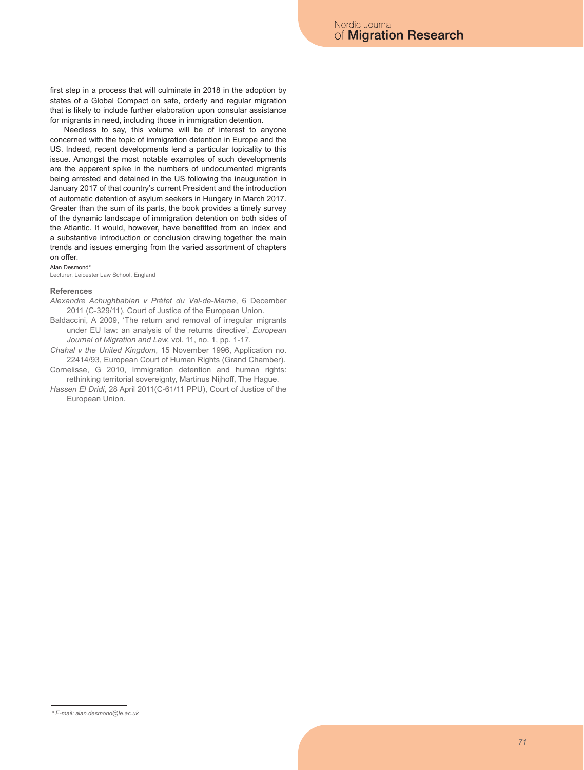first step in a process that will culminate in 2018 in the adoption by states of a Global Compact on safe, orderly and regular migration that is likely to include further elaboration upon consular assistance for migrants in need, including those in immigration detention.

Needless to say, this volume will be of interest to anyone concerned with the topic of immigration detention in Europe and the US. Indeed, recent developments lend a particular topicality to this issue. Amongst the most notable examples of such developments are the apparent spike in the numbers of undocumented migrants being arrested and detained in the US following the inauguration in January 2017 of that country's current President and the introduction of automatic detention of asylum seekers in Hungary in March 2017. Greater than the sum of its parts, the book provides a timely survey of the dynamic landscape of immigration detention on both sides of the Atlantic. It would, however, have benefitted from an index and a substantive introduction or conclusion drawing together the main trends and issues emerging from the varied assortment of chapters on offer.

Alan Desmond*
Lecturer, Leicester Law School, England

### References

*Alexandre Achughbabian v Préfet du Val-de-Marne*, 6 December 2011 (C-329/11), Court of Justice of the European Union.

Baldaccini, A 2009, 'The return and removal of irregular migrants under EU law: an analysis of the returns directive', *European Journal of Migration and Law*, vol. 11, no. 1, pp. 1-17.

*Chahal v the United Kingdom*, 15 November 1996, Application no. 22414/93, European Court of Human Rights (Grand Chamber).

Cornelisse, G 2010, Immigration detention and human rights: rethinking territorial sovereignty, Martinus Nijhoff, The Hague.

*Hassen El Dridi*, 28 April 2011(C-61/11 PPU), Court of Justice of the European Union.

---

*\* E-mail: alan.desmond@le.ac.uk*